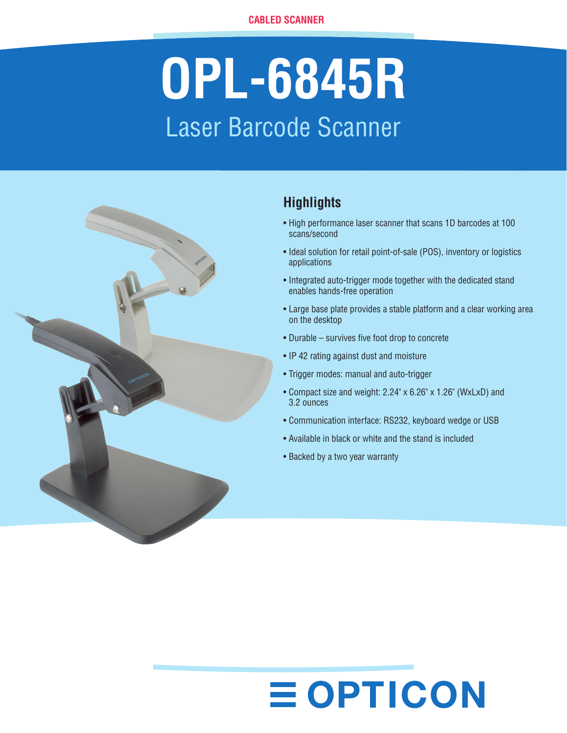CABLED SCANNER

# OPL-6845R

## Laser Barcode Scanner

### Highlights

- High performance laser scanner that scans 1D barcodes at 100 scans/second
- Ideal solution for retail point-of-sale (POS), inventory or logistics applications
- Integrated auto-trigger mode together with the dedicated stand enables hands-free operation
- Large base plate provides a stable platform and a clear working area on the desktop
- Durable – survives five foot drop to concrete
- IP 42 rating against dust and moisture
- Trigger modes: manual and auto-trigger
- Compact size and weight: 2.24" x 6.26" x 1.26" (WxLxD) and 3.2 ounces
- Communication interface: RS232, keyboard wedge or USB
- Available in black or white and the stand is included
- Backed by a two year warranty

OPTICON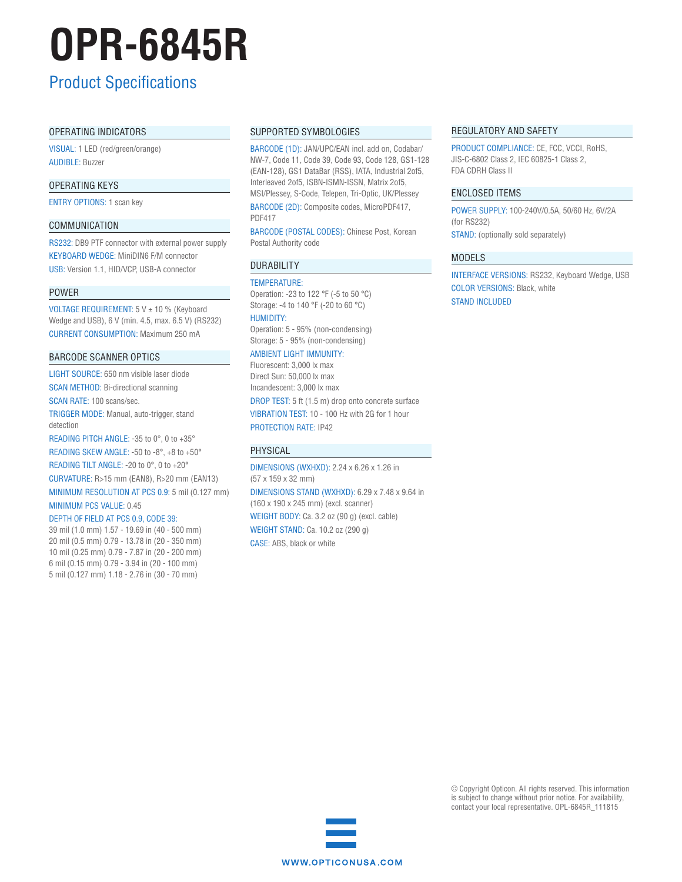# OPR-6845R

## Product Specifications

### OPERATING INDICATORS

VISUAL: 1 LED (red/green/orange)
AUDIBLE: Buzzer

### OPERATING KEYS

ENTRY OPTIONS: 1 scan key

### COMMUNICATION

RS232: DB9 PTF connector with external power supply
KEYBOARD WEDGE: MiniDIN6 F/M connector
USB: Version 1.1, HID/VCP, USB-A connector

### POWER

VOLTAGE REQUIREMENT: 5 V ± 10 % (Keyboard Wedge and USB), 6 V (min. 4.5, max. 6.5 V) (RS232)
CURRENT CONSUMPTION: Maximum 250 mA

### BARCODE SCANNER OPTICS

LIGHT SOURCE: 650 nm visible laser diode
SCAN METHOD: Bi-directional scanning
SCAN RATE: 100 scans/sec.
TRIGGER MODE: Manual, auto-trigger, stand detection
READING PITCH ANGLE: -35 to 0°, 0 to +35°
READING SKEW ANGLE: -50 to -8°, +8 to +50°
READING TILT ANGLE: -20 to 0°, 0 to +20°
CURVATURE: R>15 mm (EAN8), R>20 mm (EAN13)
MINIMUM RESOLUTION AT PCS 0.9: 5 mil (0.127 mm)
MINIMUM PCS VALUE: 0.45
DEPTH OF FIELD AT PCS 0.9, CODE 39:
39 mil (1.0 mm) 1.57 - 19.69 in (40 - 500 mm)
20 mil (0.5 mm) 0.79 - 13.78 in (20 - 350 mm)
10 mil (0.25 mm) 0.79 - 7.87 in (20 - 200 mm)
6 mil (0.15 mm) 0.79 - 3.94 in (20 - 100 mm)
5 mil (0.127 mm) 1.18 - 2.76 in (30 - 70 mm)

### SUPPORTED SYMBOLOGIES

BARCODE (1D): JAN/UPC/EAN incl. add on, Codabar/NW-7, Code 11, Code 39, Code 93, Code 128, GS1-128 (EAN-128), GS1 DataBar (RSS), IATA, Industrial 2of5, Interleaved 2of5, ISBN-ISMN-ISSN, Matrix 2of5, MSI/Plessey, S-Code, Telepen, Tri-Optic, UK/Plessey
BARCODE (2D): Composite codes, MicroPDF417, PDF417
BARCODE (POSTAL CODES): Chinese Post, Korean Postal Authority code

### DURABILITY

TEMPERATURE:
Operation: -23 to 122 °F (-5 to 50 °C)
Storage: -4 to 140 °F (-20 to 60 °C)
HUMIDITY:
Operation: 5 - 95% (non-condensing)
Storage: 5 - 95% (non-condensing)
AMBIENT LIGHT IMMUNITY:
Fluorescent: 3,000 lx max
Direct Sun: 50,000 lx max
Incandescent: 3,000 lx max
DROP TEST: 5 ft (1.5 m) drop onto concrete surface
VIBRATION TEST: 10 - 100 Hz with 2G for 1 hour
PROTECTION RATE: IP42

### PHYSICAL

DIMENSIONS (WXHXD): 2.24 x 6.26 x 1.26 in (57 x 159 x 32 mm)
DIMENSIONS STAND (WXHXD): 6.29 x 7.48 x 9.64 in (160 x 190 x 245 mm) (excl. scanner)
WEIGHT BODY: Ca. 3.2 oz (90 g) (excl. cable)
WEIGHT STAND: Ca. 10.2 oz (290 g)
CASE: ABS, black or white

### REGULATORY AND SAFETY

PRODUCT COMPLIANCE: CE, FCC, VCCI, RoHS, JIS-C-6802 Class 2, IEC 60825-1 Class 2, FDA CDRH Class II

### ENCLOSED ITEMS

POWER SUPPLY: 100-240V/0.5A, 50/60 Hz, 6V/2A (for RS232)
STAND: (optionally sold separately)

### MODELS

INTERFACE VERSIONS: RS232, Keyboard Wedge, USB
COLOR VERSIONS: Black, white
STAND INCLUDED

© Copyright Opticon. All rights reserved. This information is subject to change without prior notice. For availability, contact your local representative. OPL-6845R_111815

WWW.OPTICONUSA.COM